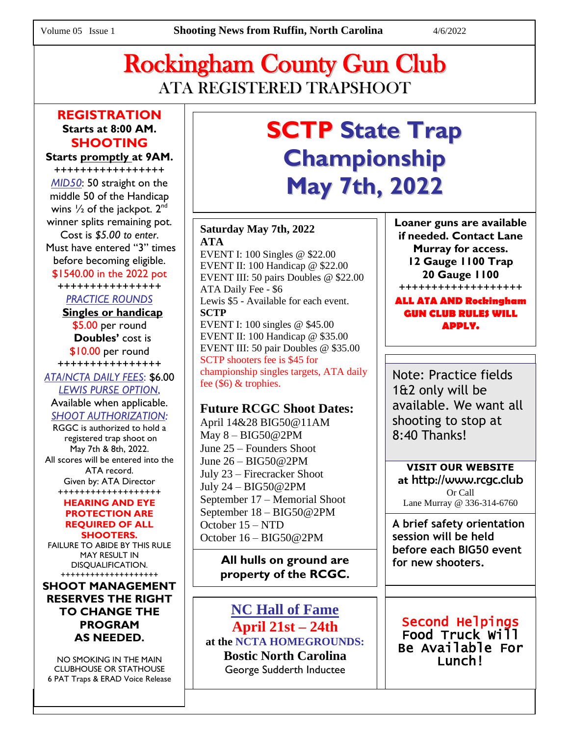Volume 05 Issue 1 **Shooting News from Ruffin, North Carolina** 4/6/2022

# Rockingham County Gun Club

## ATA REGISTERED TRAPSHOOT

**REGISTRATION**
**Starts at 8:00 AM.**
**SHOOTING**
**Starts promptly at 9AM.**

++++++++++++++++

*MID50*: 50 straight on the middle 50 of the Handicap wins ½ of the jackpot. 2nd winner splits remaining pot. Cost is *$5.00 to enter*. Must have entered "3" times before becoming eligible.
$1540.00 in the 2022 pot

++++++++++++++++

*PRACTICE ROUNDS*
**Singles or handicap**
$5.00 per round
**Doubles'** cost is
$10.00 per round

++++++++++++++++

*ATA/NCTA DAILY FEES*: $6.00
*LEWIS PURSE OPTION*,
Available when applicable.
*SHOOT AUTHORIZATION:*
RGGC is authorized to hold a registered trap shoot on May 7th & 8th, 2022.
All scores will be entered into the ATA record.
Given by: ATA Director

++++++++++++++++++

**HEARING AND EYE PROTECTION ARE REQUIRED OF ALL SHOOTERS.**
FAILURE TO ABIDE BY THIS RULE MAY RESULT IN DISQUALIFICATION.

+++++++++++++++++++

**SHOOT MANAGEMENT RESERVES THE RIGHT TO CHANGE THE PROGRAM AS NEEDED.**

NO SMOKING IN THE MAIN CLUBHOUSE OR STATHOUSE
6 PAT Traps & ERAD Voice Release

# SCTP State Trap Championship May 7th, 2022

**Saturday May 7th, 2022**
**ATA**
EVENT I: 100 Singles @ $22.00
EVENT II: 100 Handicap @ $22.00
EVENT III: 50 pairs Doubles @ $22.00
ATA Daily Fee - $6
Lewis $5 - Available for each event.
**SCTP**
EVENT I: 100 singles @ $45.00
EVENT II: 100 Handicap @ $35.00
EVENT III: 50 pair Doubles @ $35.00
SCTP shooters fee is $45 for championship singles targets, ATA daily fee ($6) & trophies.

**Loaner guns are available if needed. Contact Lane Murray for access.**
**12 Gauge 1100 Trap**
**20 Gauge 1100**

++++++++++++++++++

**ALL ATA AND Rockingham GUN CLUB RULES WILL APPLY.**

Note: Practice fields 1&2 only will be available. We want all shooting to stop at 8:40 Thanks!

### Future RCGC Shoot Dates:

April 14&28 BIG50@11AM
May 8 – BIG50@2PM
June 25 – Founders Shoot
June 26 – BIG50@2PM
July 23 – Firecracker Shoot
July 24 – BIG50@2PM
September 17 – Memorial Shoot
September 18 – BIG50@2PM
October 15 – NTD
October 16 – BIG50@2PM

**VISIT OUR WEBSITE at http://www.rcgc.club**
Or Call
Lane Murray @ 336-314-6760

**A brief safety orientation session will be held before each BIG50 event for new shooters.**

**All hulls on ground are property of the RCGC.**

**NC Hall of Fame**
**April 21st – 24th**
**at the NCTA HOMEGROUNDS:**
**Bostic North Carolina**
George Sudderth Inductee

Second Helpings Food Truck Will Be Available For Lunch!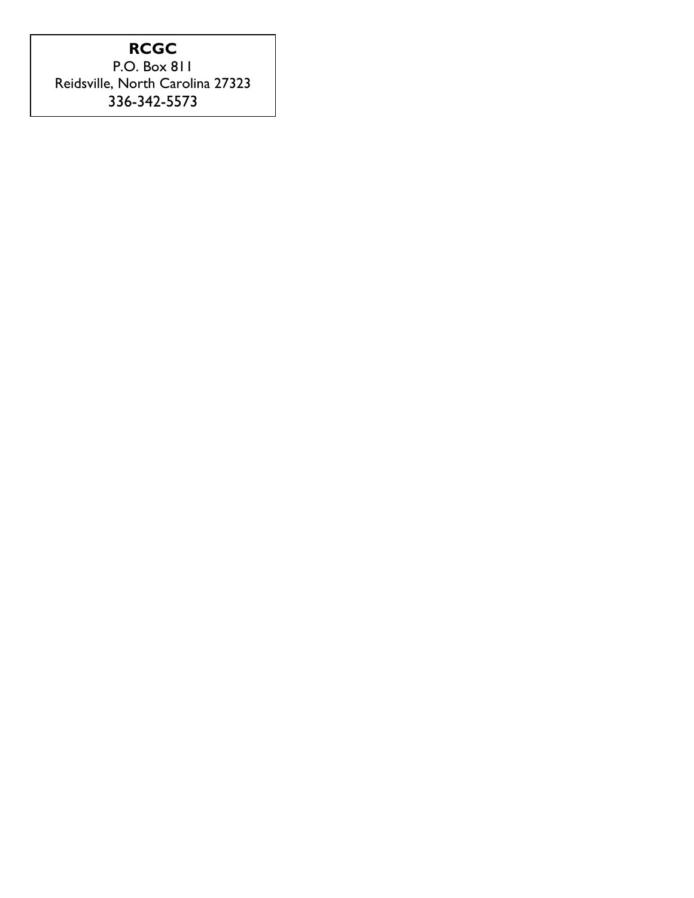**RCGC**
P.O. Box 811
Reidsville, North Carolina 27323
336-342-5573